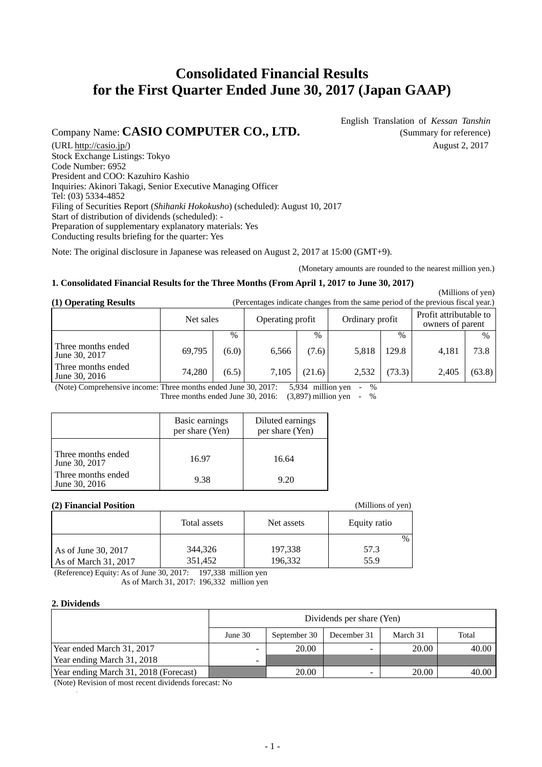# Consolidated Financial Results for the First Quarter Ended June 30, 2017 (Japan GAAP)

English Translation of *Kessan Tanshin*
(Summary for reference)
August 2, 2017

Company Name: **CASIO COMPUTER CO., LTD.**
(URL http://casio.jp/)
Stock Exchange Listings: Tokyo
Code Number: 6952
President and COO: Kazuhiro Kashio
Inquiries: Akinori Takagi, Senior Executive Managing Officer
Tel: (03) 5334-4852
Filing of Securities Report (*Shihanki Hokokusho*) (scheduled): August 10, 2017
Start of distribution of dividends (scheduled): -
Preparation of supplementary explanatory materials: Yes
Conducting results briefing for the quarter: Yes

Note: The original disclosure in Japanese was released on August 2, 2017 at 15:00 (GMT+9).

(Monetary amounts are rounded to the nearest million yen.)

### 1. Consolidated Financial Results for the Three Months (From April 1, 2017 to June 30, 2017)

(Millions of yen)

**(1) Operating Results** (Percentages indicate changes from the same period of the previous fiscal year.)

| | Net sales | | Operating profit | | Ordinary profit | | Profit attributable to owners of parent | |
|---|---|---|---|---|---|---|---|---|
| | | % | | % | | % | | % |
| Three months ended June 30, 2017 | 69,795 | (6.0) | 6,566 | (7.6) | 5,818 | 129.8 | 4,181 | 73.8 |
| Three months ended June 30, 2016 | 74,280 | (6.5) | 7,105 | (21.6) | 2,532 | (73.3) | 2,405 | (63.8) |

(Note) Comprehensive income: Three months ended June 30, 2017: 5,934 million yen - %
Three months ended June 30, 2016: (3,897) million yen - %

| | Basic earnings per share (Yen) | Diluted earnings per share (Yen) |
|---|---|---|
| Three months ended June 30, 2017 | 16.97 | 16.64 |
| Three months ended June 30, 2016 | 9.38 | 9.20 |

**(2) Financial Position** (Millions of yen)

| | Total assets | Net assets | Equity ratio |
|---|---|---|---|
| | | | % |
| As of June 30, 2017 | 344,326 | 197,338 | 57.3 |
| As of March 31, 2017 | 351,452 | 196,332 | 55.9 |

(Reference) Equity: As of June 30, 2017: 197,338 million yen
As of March 31, 2017: 196,332 million yen

### 2. Dividends

| | Dividends per share (Yen) | | | | |
|---|---|---|---|---|---|
| | June 30 | September 30 | December 31 | March 31 | Total |
| Year ended March 31, 2017 | - | 20.00 | - | 20.00 | 40.00 |
| Year ending March 31, 2018 | - | | | | |
| Year ending March 31, 2018 (Forecast) | | 20.00 | - | 20.00 | 40.00 |

(Note) Revision of most recent dividends forecast: No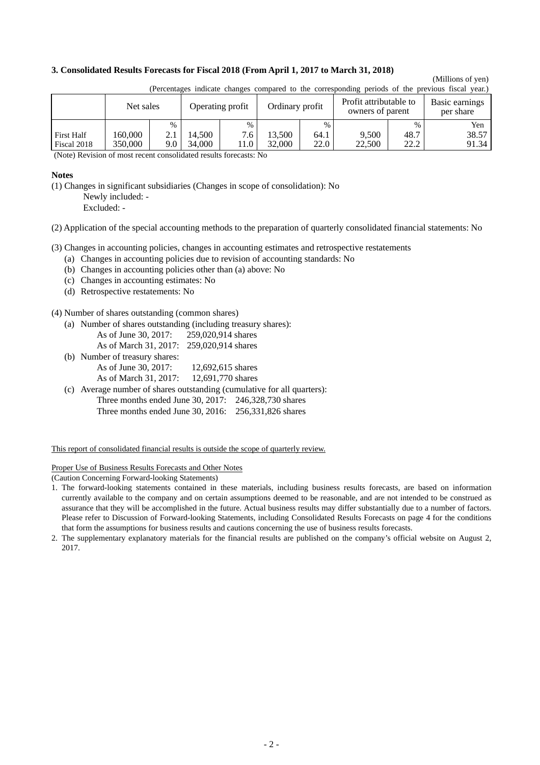### 3. Consolidated Results Forecasts for Fiscal 2018 (From April 1, 2017 to March 31, 2018)

(Millions of yen)

(Percentages indicate changes compared to the corresponding periods of the previous fiscal year.)

| | Net sales | | Operating profit | | Ordinary profit | | Profit attributable to owners of parent | | Basic earnings per share |
|---|---|---|---|---|---|---|---|---|---|
| | | % | | % | | % | | % | Yen |
| First Half | 160,000 | 2.1 | 14,500 | 7.6 | 13,500 | 64.1 | 9,500 | 48.7 | 38.57 |
| Fiscal 2018 | 350,000 | 9.0 | 34,000 | 11.0 | 32,000 | 22.0 | 22,500 | 22.2 | 91.34 |

(Note) Revision of most recent consolidated results forecasts: No

**Notes**

(1) Changes in significant subsidiaries (Changes in scope of consolidation): No
Newly included: -
Excluded: -

(2) Application of the special accounting methods to the preparation of quarterly consolidated financial statements: No

(3) Changes in accounting policies, changes in accounting estimates and retrospective restatements
- (a) Changes in accounting policies due to revision of accounting standards: No
- (b) Changes in accounting policies other than (a) above: No
- (c) Changes in accounting estimates: No
- (d) Retrospective restatements: No

(4) Number of shares outstanding (common shares)
- (a) Number of shares outstanding (including treasury shares):
  - As of June 30, 2017: 259,020,914 shares
  - As of March 31, 2017: 259,020,914 shares
- (b) Number of treasury shares:
  - As of June 30, 2017: 12,692,615 shares
  - As of March 31, 2017: 12,691,770 shares
- (c) Average number of shares outstanding (cumulative for all quarters):
  - Three months ended June 30, 2017: 246,328,730 shares
  - Three months ended June 30, 2016: 256,331,826 shares

This report of consolidated financial results is outside the scope of quarterly review.

Proper Use of Business Results Forecasts and Other Notes

(Caution Concerning Forward-looking Statements)

1. The forward-looking statements contained in these materials, including business results forecasts, are based on information currently available to the company and on certain assumptions deemed to be reasonable, and are not intended to be construed as assurance that they will be accomplished in the future. Actual business results may differ substantially due to a number of factors. Please refer to Discussion of Forward-looking Statements, including Consolidated Results Forecasts on page 4 for the conditions that form the assumptions for business results and cautions concerning the use of business results forecasts.
2. The supplementary explanatory materials for the financial results are published on the company's official website on August 2, 2017.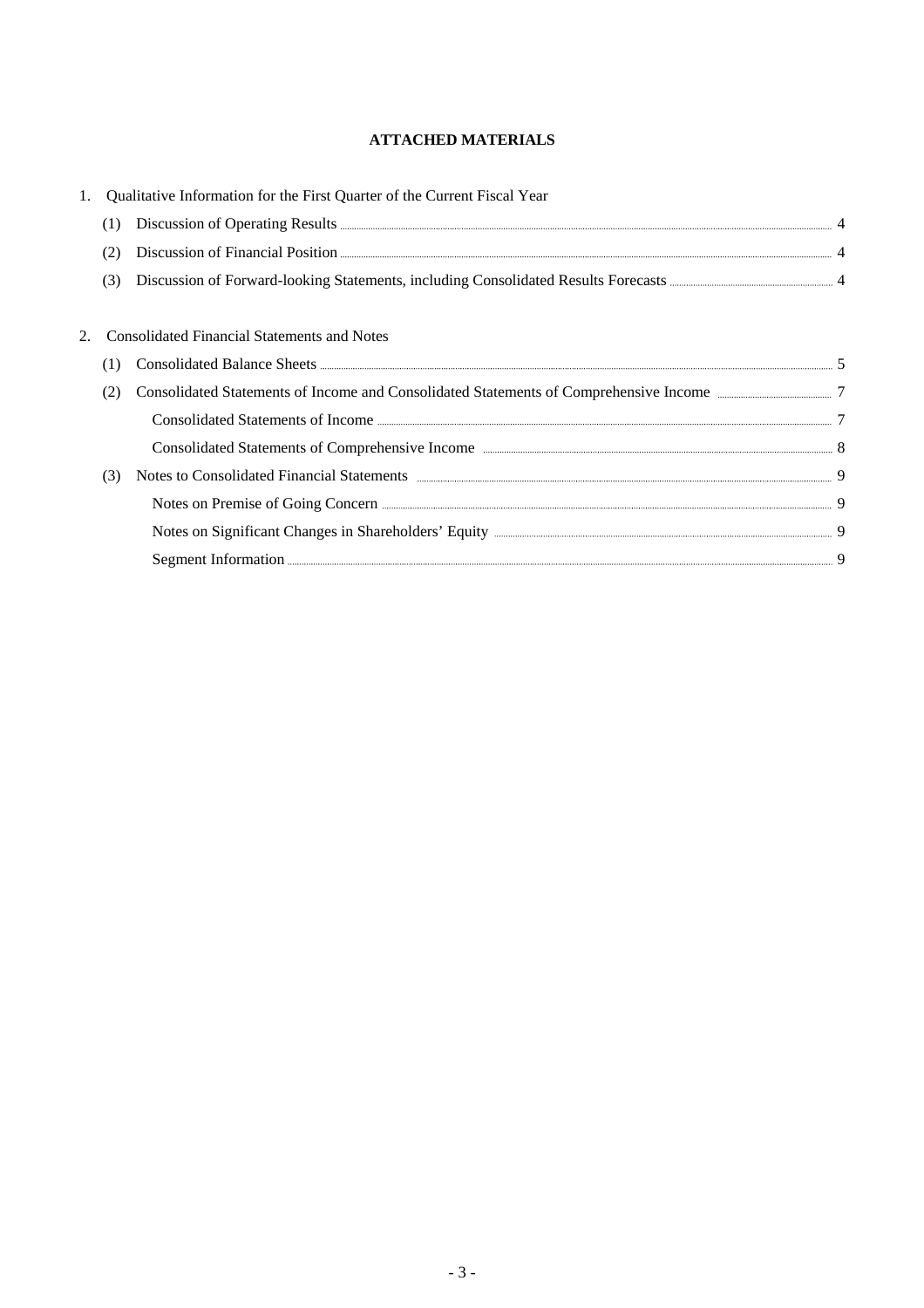# ATTACHED MATERIALS

1. Qualitative Information for the First Quarter of the Current Fiscal Year
   - (1) Discussion of Operating Results ..... 4
   - (2) Discussion of Financial Position ..... 4
   - (3) Discussion of Forward-looking Statements, including Consolidated Results Forecasts ..... 4

2. Consolidated Financial Statements and Notes
   - (1) Consolidated Balance Sheets ..... 5
   - (2) Consolidated Statements of Income and Consolidated Statements of Comprehensive Income ..... 7
     - Consolidated Statements of Income ..... 7
     - Consolidated Statements of Comprehensive Income ..... 8
   - (3) Notes to Consolidated Financial Statements ..... 9
     - Notes on Premise of Going Concern ..... 9
     - Notes on Significant Changes in Shareholders' Equity ..... 9
     - Segment Information ..... 9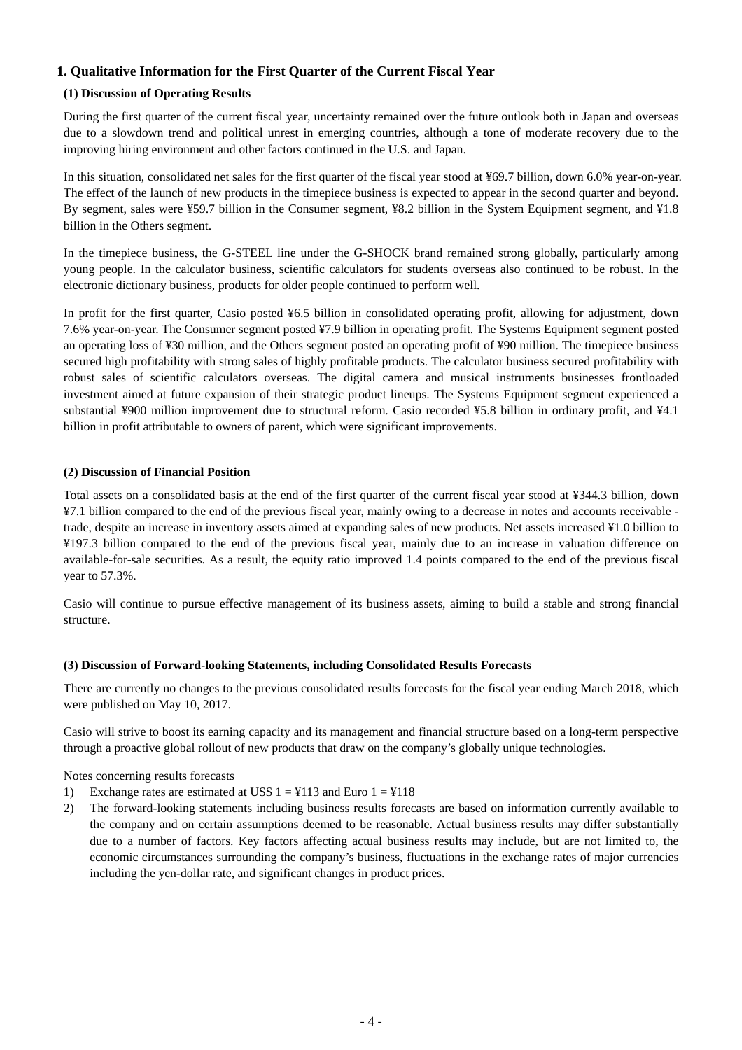## 1. Qualitative Information for the First Quarter of the Current Fiscal Year

### (1) Discussion of Operating Results

During the first quarter of the current fiscal year, uncertainty remained over the future outlook both in Japan and overseas due to a slowdown trend and political unrest in emerging countries, although a tone of moderate recovery due to the improving hiring environment and other factors continued in the U.S. and Japan.

In this situation, consolidated net sales for the first quarter of the fiscal year stood at ¥69.7 billion, down 6.0% year-on-year. The effect of the launch of new products in the timepiece business is expected to appear in the second quarter and beyond. By segment, sales were ¥59.7 billion in the Consumer segment, ¥8.2 billion in the System Equipment segment, and ¥1.8 billion in the Others segment.

In the timepiece business, the G-STEEL line under the G-SHOCK brand remained strong globally, particularly among young people. In the calculator business, scientific calculators for students overseas also continued to be robust. In the electronic dictionary business, products for older people continued to perform well.

In profit for the first quarter, Casio posted ¥6.5 billion in consolidated operating profit, allowing for adjustment, down 7.6% year-on-year. The Consumer segment posted ¥7.9 billion in operating profit. The Systems Equipment segment posted an operating loss of ¥30 million, and the Others segment posted an operating profit of ¥90 million. The timepiece business secured high profitability with strong sales of highly profitable products. The calculator business secured profitability with robust sales of scientific calculators overseas. The digital camera and musical instruments businesses frontloaded investment aimed at future expansion of their strategic product lineups. The Systems Equipment segment experienced a substantial ¥900 million improvement due to structural reform. Casio recorded ¥5.8 billion in ordinary profit, and ¥4.1 billion in profit attributable to owners of parent, which were significant improvements.

### (2) Discussion of Financial Position

Total assets on a consolidated basis at the end of the first quarter of the current fiscal year stood at ¥344.3 billion, down ¥7.1 billion compared to the end of the previous fiscal year, mainly owing to a decrease in notes and accounts receivable - trade, despite an increase in inventory assets aimed at expanding sales of new products. Net assets increased ¥1.0 billion to ¥197.3 billion compared to the end of the previous fiscal year, mainly due to an increase in valuation difference on available-for-sale securities. As a result, the equity ratio improved 1.4 points compared to the end of the previous fiscal year to 57.3%.

Casio will continue to pursue effective management of its business assets, aiming to build a stable and strong financial structure.

### (3) Discussion of Forward-looking Statements, including Consolidated Results Forecasts

There are currently no changes to the previous consolidated results forecasts for the fiscal year ending March 2018, which were published on May 10, 2017.

Casio will strive to boost its earning capacity and its management and financial structure based on a long-term perspective through a proactive global rollout of new products that draw on the company's globally unique technologies.

Notes concerning results forecasts

1) Exchange rates are estimated at US$ 1 = ¥113 and Euro 1 = ¥118
2) The forward-looking statements including business results forecasts are based on information currently available to the company and on certain assumptions deemed to be reasonable. Actual business results may differ substantially due to a number of factors. Key factors affecting actual business results may include, but are not limited to, the economic circumstances surrounding the company's business, fluctuations in the exchange rates of major currencies including the yen-dollar rate, and significant changes in product prices.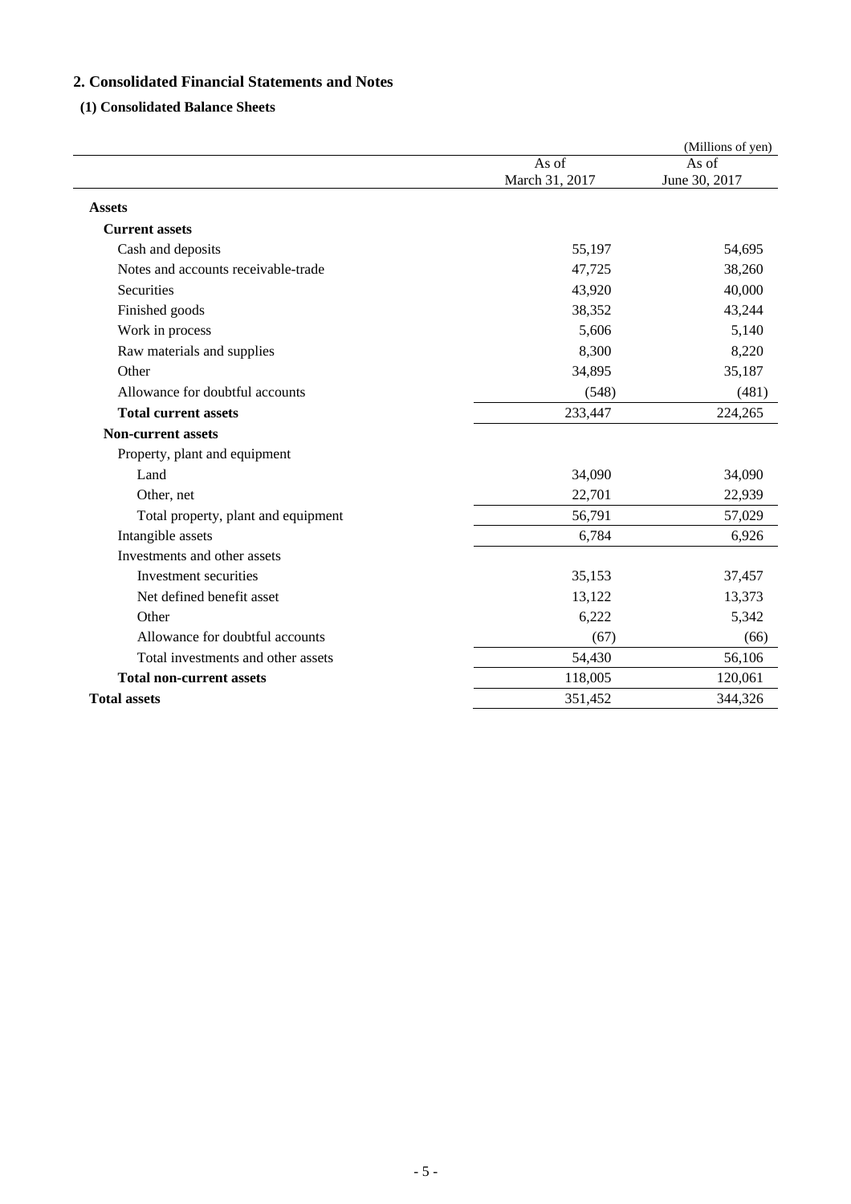## 2. Consolidated Financial Statements and Notes

### (1) Consolidated Balance Sheets

(Millions of yen)

| | As of March 31, 2017 | As of June 30, 2017 |
|---|---|---|
| **Assets** | | |
| **Current assets** | | |
| Cash and deposits | 55,197 | 54,695 |
| Notes and accounts receivable-trade | 47,725 | 38,260 |
| Securities | 43,920 | 40,000 |
| Finished goods | 38,352 | 43,244 |
| Work in process | 5,606 | 5,140 |
| Raw materials and supplies | 8,300 | 8,220 |
| Other | 34,895 | 35,187 |
| Allowance for doubtful accounts | (548) | (481) |
| **Total current assets** | 233,447 | 224,265 |
| **Non-current assets** | | |
| Property, plant and equipment | | |
| Land | 34,090 | 34,090 |
| Other, net | 22,701 | 22,939 |
| Total property, plant and equipment | 56,791 | 57,029 |
| Intangible assets | 6,784 | 6,926 |
| Investments and other assets | | |
| Investment securities | 35,153 | 37,457 |
| Net defined benefit asset | 13,122 | 13,373 |
| Other | 6,222 | 5,342 |
| Allowance for doubtful accounts | (67) | (66) |
| Total investments and other assets | 54,430 | 56,106 |
| **Total non-current assets** | 118,005 | 120,061 |
| **Total assets** | 351,452 | 344,326 |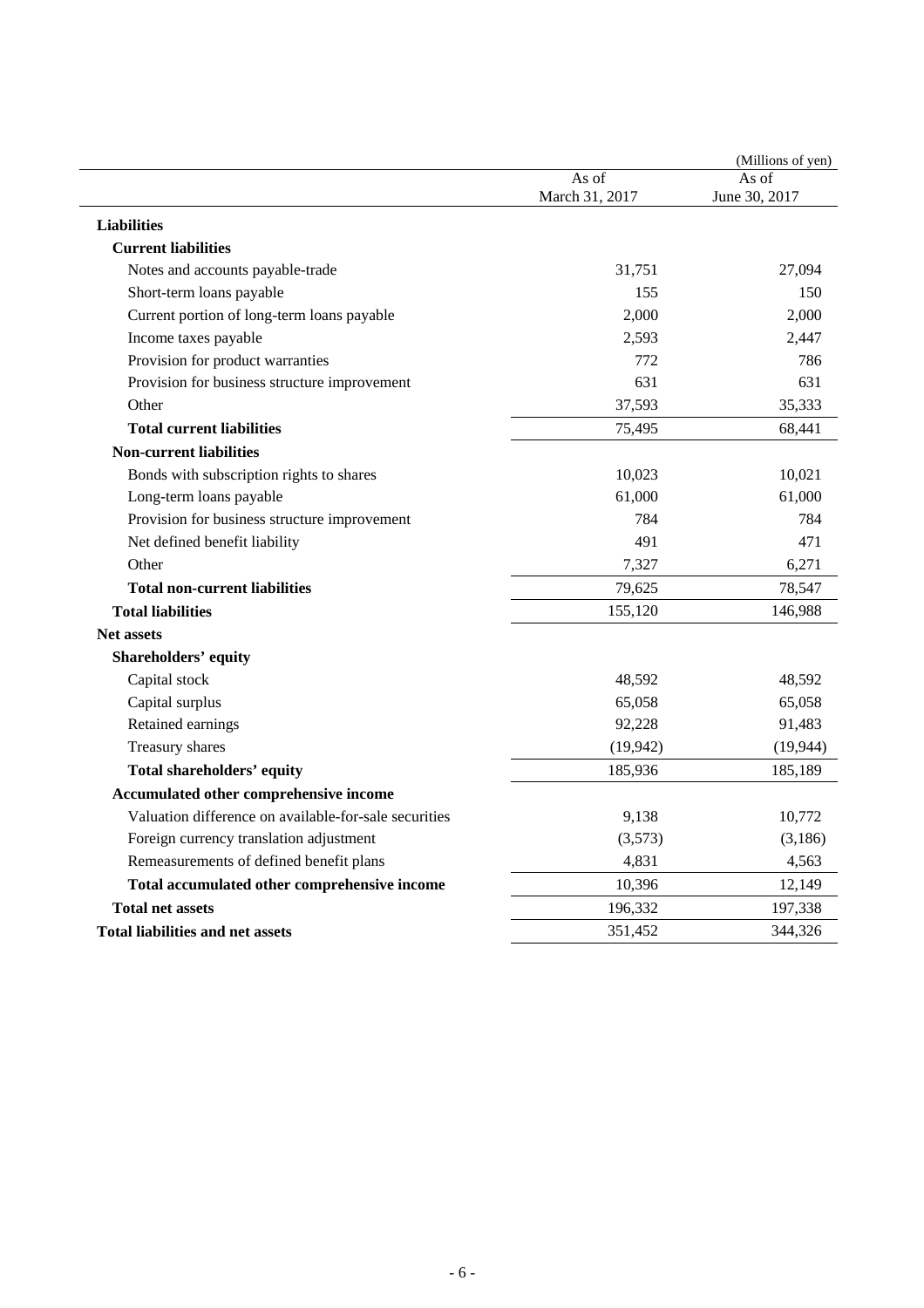(Millions of yen)

| | As of March 31, 2017 | As of June 30, 2017 |
|---|---|---|
| **Liabilities** | | |
| **Current liabilities** | | |
| Notes and accounts payable-trade | 31,751 | 27,094 |
| Short-term loans payable | 155 | 150 |
| Current portion of long-term loans payable | 2,000 | 2,000 |
| Income taxes payable | 2,593 | 2,447 |
| Provision for product warranties | 772 | 786 |
| Provision for business structure improvement | 631 | 631 |
| Other | 37,593 | 35,333 |
| **Total current liabilities** | 75,495 | 68,441 |
| **Non-current liabilities** | | |
| Bonds with subscription rights to shares | 10,023 | 10,021 |
| Long-term loans payable | 61,000 | 61,000 |
| Provision for business structure improvement | 784 | 784 |
| Net defined benefit liability | 491 | 471 |
| Other | 7,327 | 6,271 |
| **Total non-current liabilities** | 79,625 | 78,547 |
| **Total liabilities** | 155,120 | 146,988 |
| **Net assets** | | |
| **Shareholders' equity** | | |
| Capital stock | 48,592 | 48,592 |
| Capital surplus | 65,058 | 65,058 |
| Retained earnings | 92,228 | 91,483 |
| Treasury shares | (19,942) | (19,944) |
| **Total shareholders' equity** | 185,936 | 185,189 |
| **Accumulated other comprehensive income** | | |
| Valuation difference on available-for-sale securities | 9,138 | 10,772 |
| Foreign currency translation adjustment | (3,573) | (3,186) |
| Remeasurements of defined benefit plans | 4,831 | 4,563 |
| **Total accumulated other comprehensive income** | 10,396 | 12,149 |
| **Total net assets** | 196,332 | 197,338 |
| **Total liabilities and net assets** | 351,452 | 344,326 |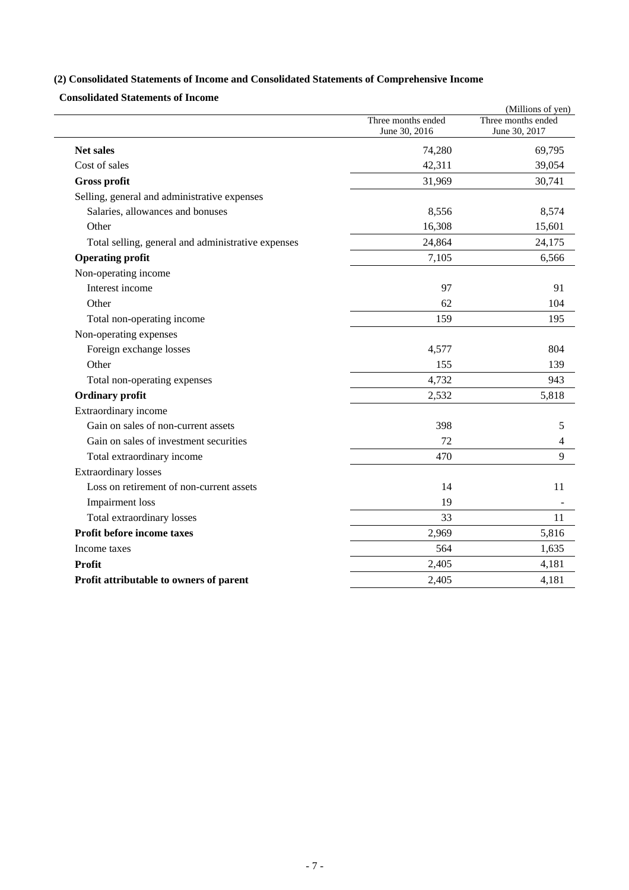### (2) Consolidated Statements of Income and Consolidated Statements of Comprehensive Income

#### Consolidated Statements of Income

(Millions of yen)

| | Three months ended June 30, 2016 | Three months ended June 30, 2017 |
|---|---|---|
| **Net sales** | 74,280 | 69,795 |
| Cost of sales | 42,311 | 39,054 |
| **Gross profit** | 31,969 | 30,741 |
| Selling, general and administrative expenses | | |
| Salaries, allowances and bonuses | 8,556 | 8,574 |
| Other | 16,308 | 15,601 |
| Total selling, general and administrative expenses | 24,864 | 24,175 |
| **Operating profit** | 7,105 | 6,566 |
| Non-operating income | | |
| Interest income | 97 | 91 |
| Other | 62 | 104 |
| Total non-operating income | 159 | 195 |
| Non-operating expenses | | |
| Foreign exchange losses | 4,577 | 804 |
| Other | 155 | 139 |
| Total non-operating expenses | 4,732 | 943 |
| **Ordinary profit** | 2,532 | 5,818 |
| Extraordinary income | | |
| Gain on sales of non-current assets | 398 | 5 |
| Gain on sales of investment securities | 72 | 4 |
| Total extraordinary income | 470 | 9 |
| Extraordinary losses | | |
| Loss on retirement of non-current assets | 14 | 11 |
| Impairment loss | 19 | - |
| Total extraordinary losses | 33 | 11 |
| **Profit before income taxes** | 2,969 | 5,816 |
| Income taxes | 564 | 1,635 |
| **Profit** | 2,405 | 4,181 |
| **Profit attributable to owners of parent** | 2,405 | 4,181 |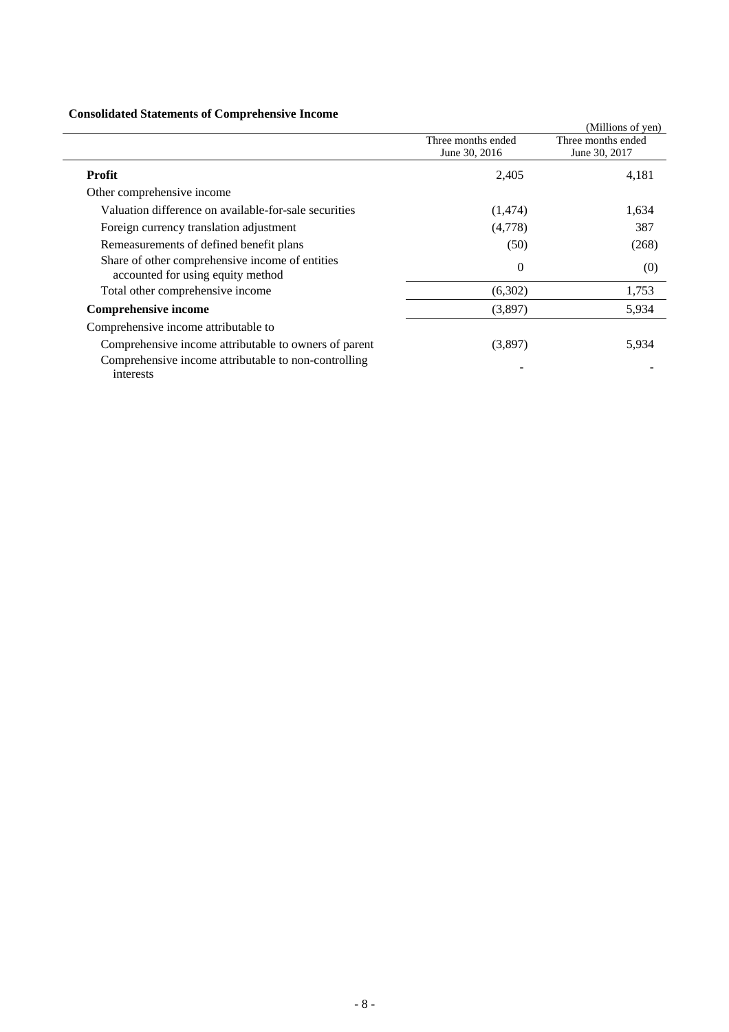**Consolidated Statements of Comprehensive Income**

(Millions of yen)

| | Three months ended June 30, 2016 | Three months ended June 30, 2017 |
|---|---|---|
| **Profit** | 2,405 | 4,181 |
| Other comprehensive income | | |
| Valuation difference on available-for-sale securities | (1,474) | 1,634 |
| Foreign currency translation adjustment | (4,778) | 387 |
| Remeasurements of defined benefit plans | (50) | (268) |
| Share of other comprehensive income of entities accounted for using equity method | 0 | (0) |
| Total other comprehensive income | (6,302) | 1,753 |
| **Comprehensive income** | (3,897) | 5,934 |
| Comprehensive income attributable to | | |
| Comprehensive income attributable to owners of parent | (3,897) | 5,934 |
| Comprehensive income attributable to non-controlling interests | - | - |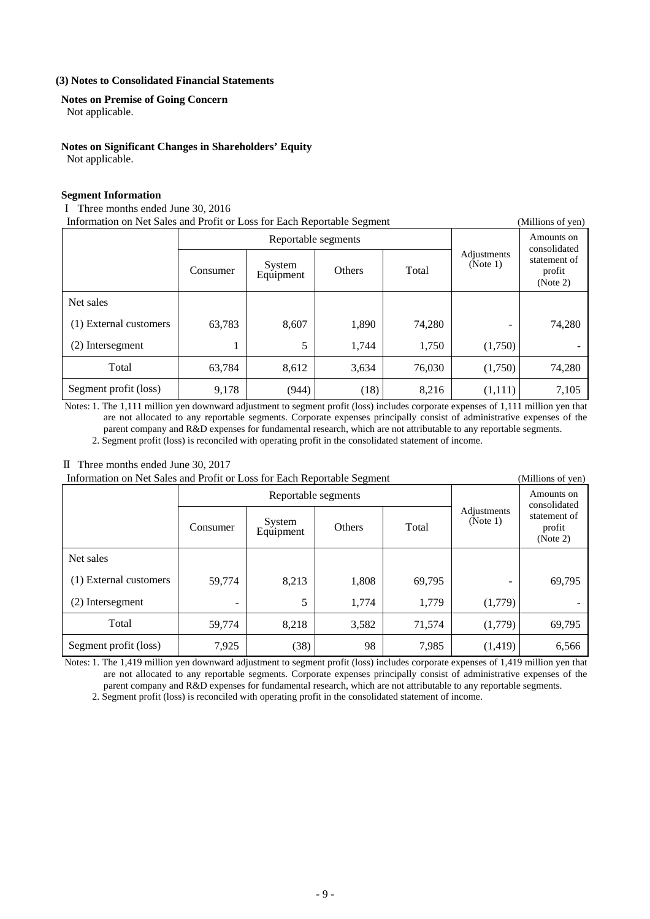### (3) Notes to Consolidated Financial Statements

**Notes on Premise of Going Concern**

Not applicable.

**Notes on Significant Changes in Shareholders' Equity**

Not applicable.

**Segment Information**

Ⅰ Three months ended June 30, 2016

Information on Net Sales and Profit or Loss for Each Reportable Segment (Millions of yen)

| | Reportable segments | | | | Adjustments (Note 1) | Amounts on consolidated statement of profit (Note 2) |
|---|---|---|---|---|---|---|
| | Consumer | System Equipment | Others | Total | | |
| Net sales | | | | | | |
| (1) External customers | 63,783 | 8,607 | 1,890 | 74,280 | - | 74,280 |
| (2) Intersegment | 1 | 5 | 1,744 | 1,750 | (1,750) | - |
| Total | 63,784 | 8,612 | 3,634 | 76,030 | (1,750) | 74,280 |
| Segment profit (loss) | 9,178 | (944) | (18) | 8,216 | (1,111) | 7,105 |

Notes: 1. The 1,111 million yen downward adjustment to segment profit (loss) includes corporate expenses of 1,111 million yen that are not allocated to any reportable segments. Corporate expenses principally consist of administrative expenses of the parent company and R&D expenses for fundamental research, which are not attributable to any reportable segments.

2. Segment profit (loss) is reconciled with operating profit in the consolidated statement of income.

Ⅱ Three months ended June 30, 2017

Information on Net Sales and Profit or Loss for Each Reportable Segment (Millions of yen)

| | Reportable segments | | | | Adjustments (Note 1) | Amounts on consolidated statement of profit (Note 2) |
|---|---|---|---|---|---|---|
| | Consumer | System Equipment | Others | Total | | |
| Net sales | | | | | | |
| (1) External customers | 59,774 | 8,213 | 1,808 | 69,795 | - | 69,795 |
| (2) Intersegment | - | 5 | 1,774 | 1,779 | (1,779) | - |
| Total | 59,774 | 8,218 | 3,582 | 71,574 | (1,779) | 69,795 |
| Segment profit (loss) | 7,925 | (38) | 98 | 7,985 | (1,419) | 6,566 |

Notes: 1. The 1,419 million yen downward adjustment to segment profit (loss) includes corporate expenses of 1,419 million yen that are not allocated to any reportable segments. Corporate expenses principally consist of administrative expenses of the parent company and R&D expenses for fundamental research, which are not attributable to any reportable segments.

2. Segment profit (loss) is reconciled with operating profit in the consolidated statement of income.